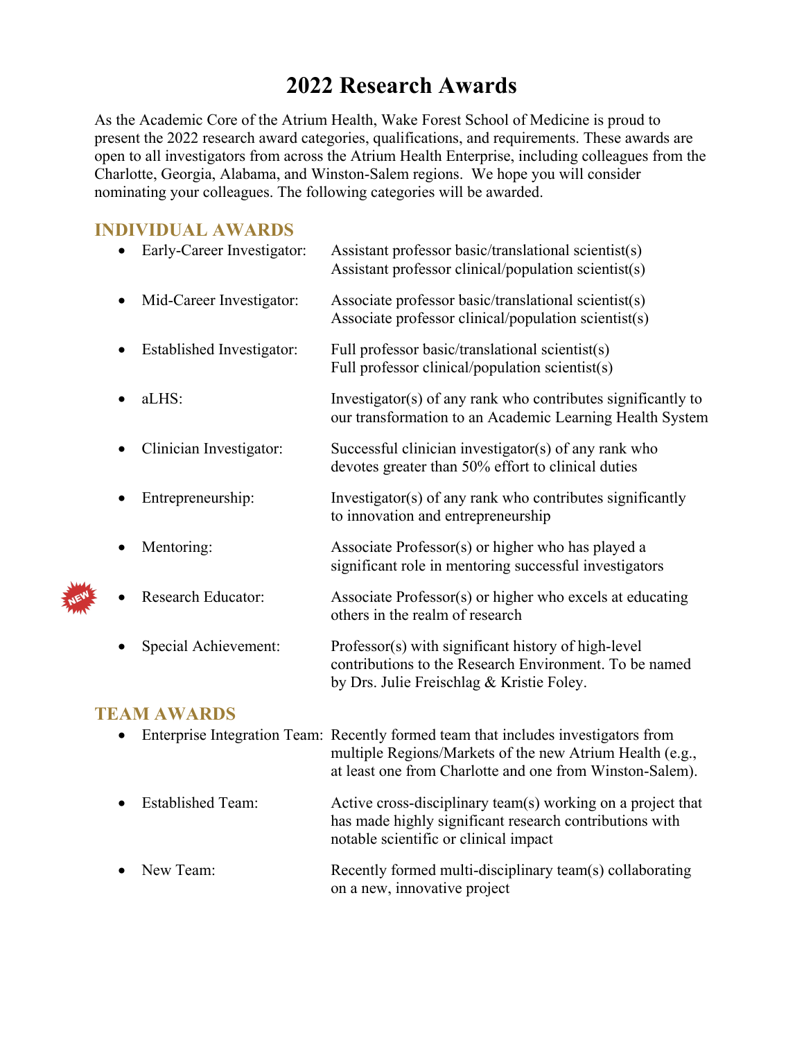# 2022 Research Awards

As the Academic Core of the Atrium Health, Wake Forest School of Medicine is proud to present the 2022 research award categories, qualifications, and requirements. These awards are open to all investigators from across the Atrium Health Enterprise, including colleagues from the Charlotte, Georgia, Alabama, and Winston-Salem regions. We hope you will consider nominating your colleagues. The following categories will be awarded.

## INDIVIDUAL AWARDS

- Early-Career Investigator: Assistant professor basic/translational scientist(s)
  Assistant professor clinical/population scientist(s)
- Mid-Career Investigator: Associate professor basic/translational scientist(s)
  Associate professor clinical/population scientist(s)
- Established Investigator: Full professor basic/translational scientist(s)
  Full professor clinical/population scientist(s)
- aLHS: Investigator(s) of any rank who contributes significantly to our transformation to an Academic Learning Health System
- Clinician Investigator: Successful clinician investigator(s) of any rank who devotes greater than 50% effort to clinical duties
- Entrepreneurship: Investigator(s) of any rank who contributes significantly to innovation and entrepreneurship
- Mentoring: Associate Professor(s) or higher who has played a significant role in mentoring successful investigators
- NEW Research Educator: Associate Professor(s) or higher who excels at educating others in the realm of research
- Special Achievement: Professor(s) with significant history of high-level contributions to the Research Environment. To be named by Drs. Julie Freischlag & Kristie Foley.

## TEAM AWARDS

- Enterprise Integration Team: Recently formed team that includes investigators from multiple Regions/Markets of the new Atrium Health (e.g., at least one from Charlotte and one from Winston-Salem).
- Established Team: Active cross-disciplinary team(s) working on a project that has made highly significant research contributions with notable scientific or clinical impact
- New Team: Recently formed multi-disciplinary team(s) collaborating on a new, innovative project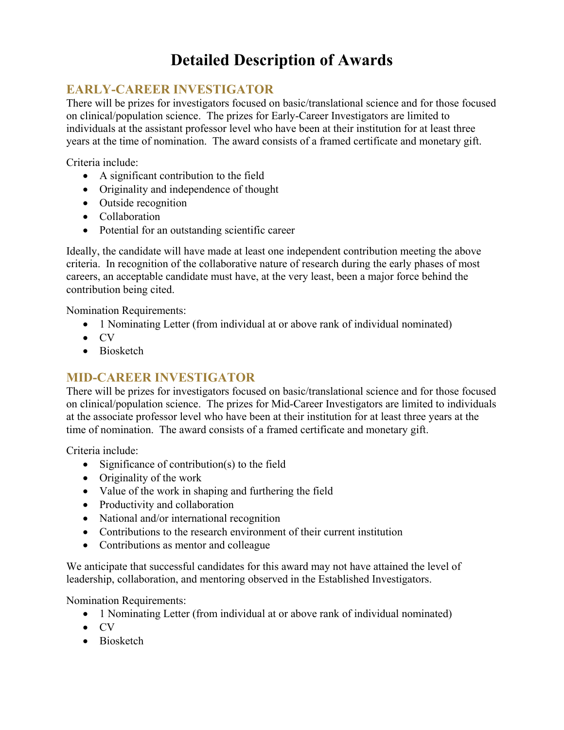# Detailed Description of Awards

## EARLY-CAREER INVESTIGATOR

There will be prizes for investigators focused on basic/translational science and for those focused on clinical/population science. The prizes for Early-Career Investigators are limited to individuals at the assistant professor level who have been at their institution for at least three years at the time of nomination. The award consists of a framed certificate and monetary gift.

Criteria include:

- A significant contribution to the field
- Originality and independence of thought
- Outside recognition
- Collaboration
- Potential for an outstanding scientific career

Ideally, the candidate will have made at least one independent contribution meeting the above criteria. In recognition of the collaborative nature of research during the early phases of most careers, an acceptable candidate must have, at the very least, been a major force behind the contribution being cited.

Nomination Requirements:

- 1 Nominating Letter (from individual at or above rank of individual nominated)
- CV
- Biosketch

## MID-CAREER INVESTIGATOR

There will be prizes for investigators focused on basic/translational science and for those focused on clinical/population science. The prizes for Mid-Career Investigators are limited to individuals at the associate professor level who have been at their institution for at least three years at the time of nomination. The award consists of a framed certificate and monetary gift.

Criteria include:

- Significance of contribution(s) to the field
- Originality of the work
- Value of the work in shaping and furthering the field
- Productivity and collaboration
- National and/or international recognition
- Contributions to the research environment of their current institution
- Contributions as mentor and colleague

We anticipate that successful candidates for this award may not have attained the level of leadership, collaboration, and mentoring observed in the Established Investigators.

Nomination Requirements:

- 1 Nominating Letter (from individual at or above rank of individual nominated)
- CV
- Biosketch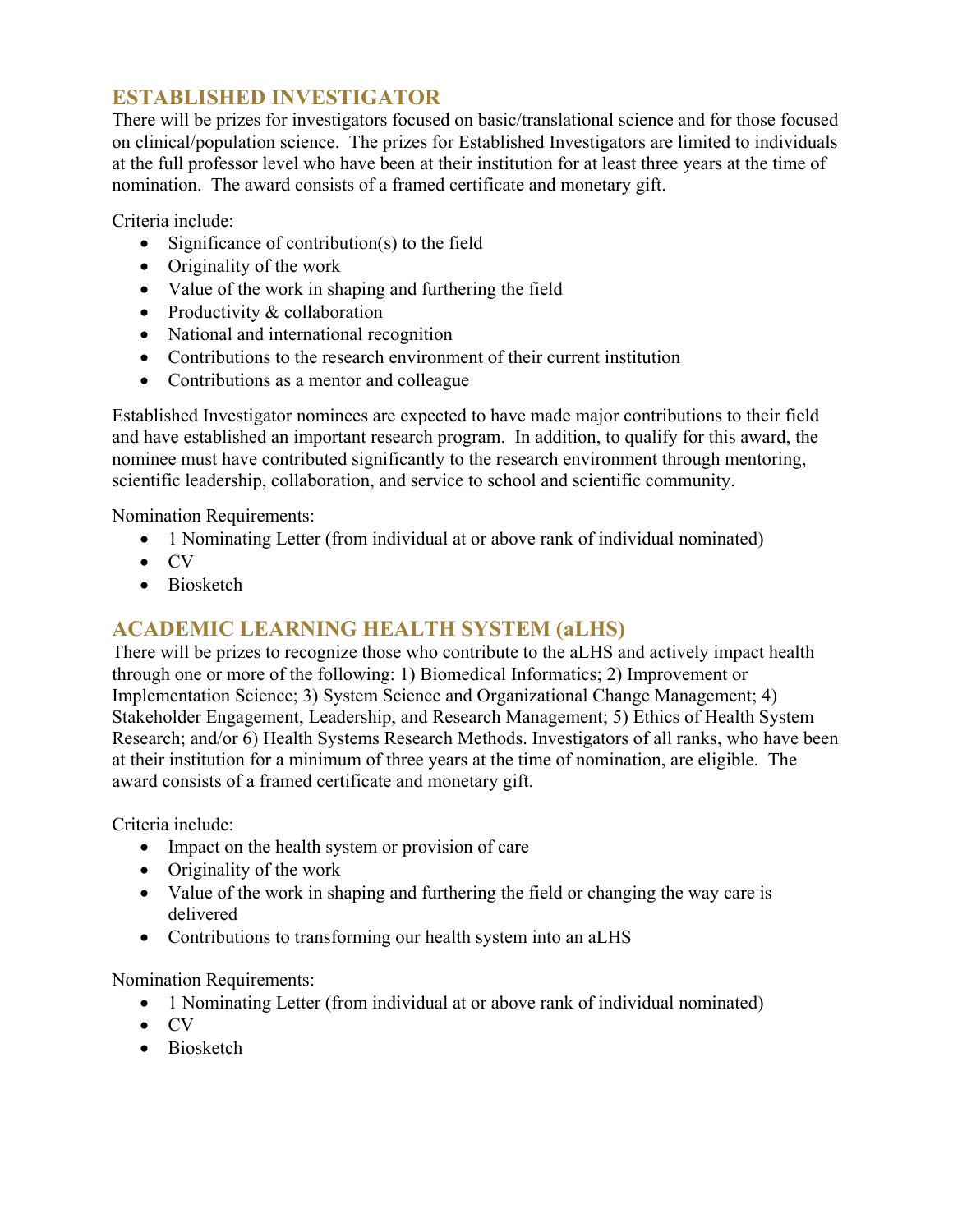## ESTABLISHED INVESTIGATOR

There will be prizes for investigators focused on basic/translational science and for those focused on clinical/population science. The prizes for Established Investigators are limited to individuals at the full professor level who have been at their institution for at least three years at the time of nomination. The award consists of a framed certificate and monetary gift.

Criteria include:

- Significance of contribution(s) to the field
- Originality of the work
- Value of the work in shaping and furthering the field
- Productivity & collaboration
- National and international recognition
- Contributions to the research environment of their current institution
- Contributions as a mentor and colleague

Established Investigator nominees are expected to have made major contributions to their field and have established an important research program. In addition, to qualify for this award, the nominee must have contributed significantly to the research environment through mentoring, scientific leadership, collaboration, and service to school and scientific community.

Nomination Requirements:

- 1 Nominating Letter (from individual at or above rank of individual nominated)
- CV
- Biosketch

## ACADEMIC LEARNING HEALTH SYSTEM (aLHS)

There will be prizes to recognize those who contribute to the aLHS and actively impact health through one or more of the following: 1) Biomedical Informatics; 2) Improvement or Implementation Science; 3) System Science and Organizational Change Management; 4) Stakeholder Engagement, Leadership, and Research Management; 5) Ethics of Health System Research; and/or 6) Health Systems Research Methods. Investigators of all ranks, who have been at their institution for a minimum of three years at the time of nomination, are eligible. The award consists of a framed certificate and monetary gift.

Criteria include:

- Impact on the health system or provision of care
- Originality of the work
- Value of the work in shaping and furthering the field or changing the way care is delivered
- Contributions to transforming our health system into an aLHS

Nomination Requirements:

- 1 Nominating Letter (from individual at or above rank of individual nominated)
- CV
- Biosketch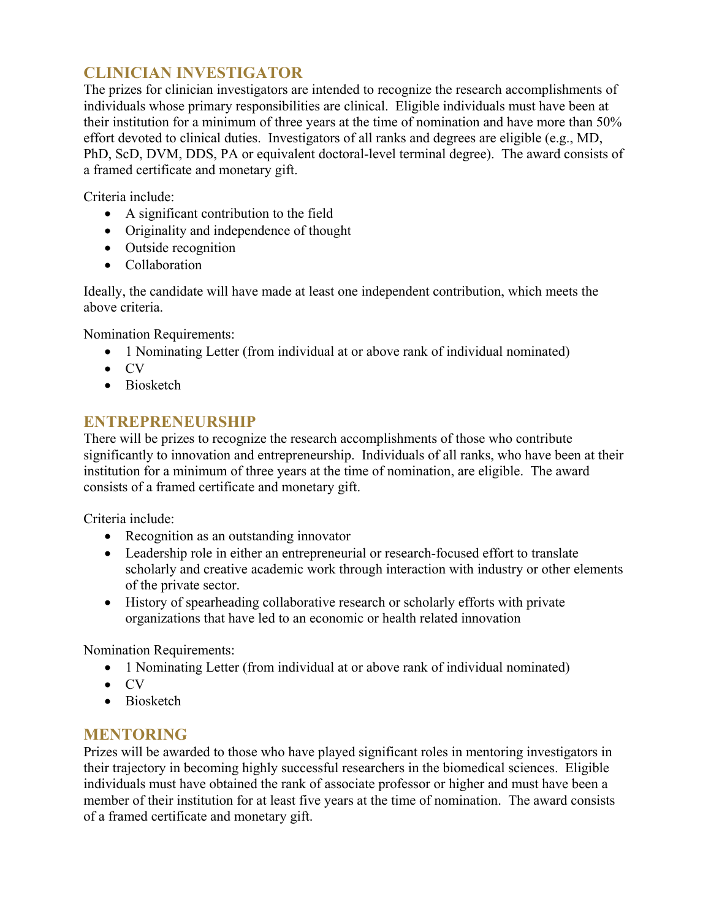## CLINICIAN INVESTIGATOR

The prizes for clinician investigators are intended to recognize the research accomplishments of individuals whose primary responsibilities are clinical. Eligible individuals must have been at their institution for a minimum of three years at the time of nomination and have more than 50% effort devoted to clinical duties. Investigators of all ranks and degrees are eligible (e.g., MD, PhD, ScD, DVM, DDS, PA or equivalent doctoral-level terminal degree). The award consists of a framed certificate and monetary gift.

Criteria include:

- A significant contribution to the field
- Originality and independence of thought
- Outside recognition
- Collaboration

Ideally, the candidate will have made at least one independent contribution, which meets the above criteria.

Nomination Requirements:

- 1 Nominating Letter (from individual at or above rank of individual nominated)
- CV
- Biosketch

## ENTREPRENEURSHIP

There will be prizes to recognize the research accomplishments of those who contribute significantly to innovation and entrepreneurship. Individuals of all ranks, who have been at their institution for a minimum of three years at the time of nomination, are eligible. The award consists of a framed certificate and monetary gift.

Criteria include:

- Recognition as an outstanding innovator
- Leadership role in either an entrepreneurial or research-focused effort to translate scholarly and creative academic work through interaction with industry or other elements of the private sector.
- History of spearheading collaborative research or scholarly efforts with private organizations that have led to an economic or health related innovation

Nomination Requirements:

- 1 Nominating Letter (from individual at or above rank of individual nominated)
- CV
- Biosketch

## MENTORING

Prizes will be awarded to those who have played significant roles in mentoring investigators in their trajectory in becoming highly successful researchers in the biomedical sciences. Eligible individuals must have obtained the rank of associate professor or higher and must have been a member of their institution for at least five years at the time of nomination. The award consists of a framed certificate and monetary gift.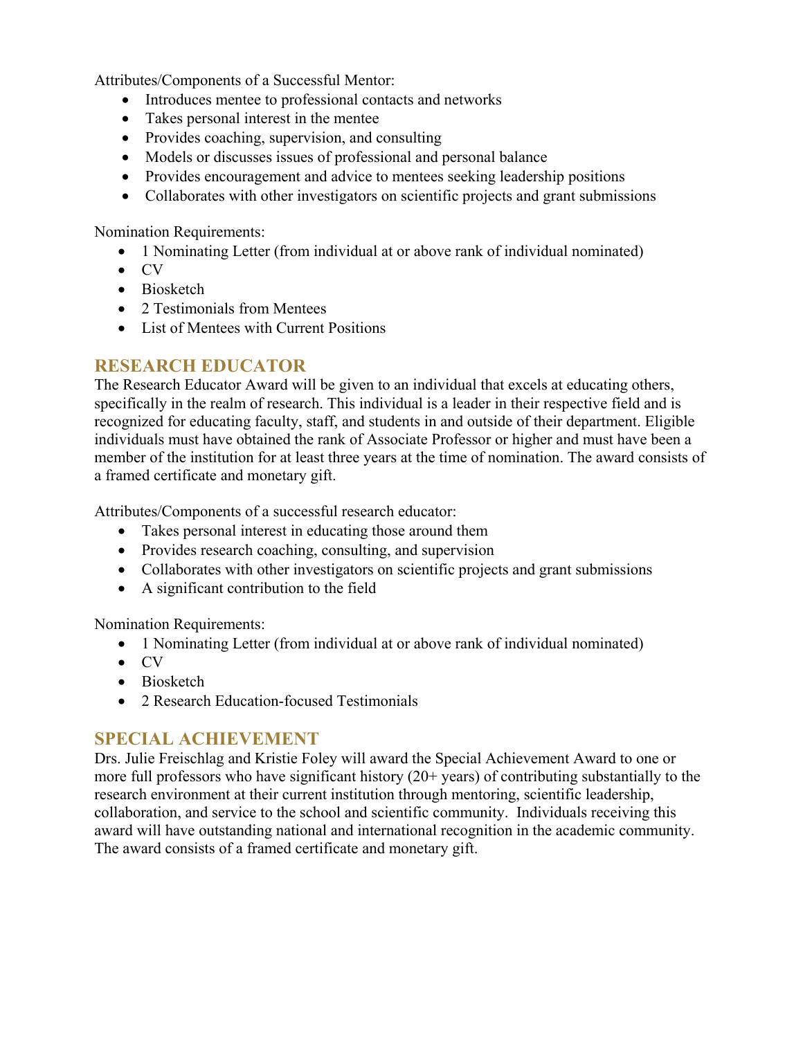Attributes/Components of a Successful Mentor:

- Introduces mentee to professional contacts and networks
- Takes personal interest in the mentee
- Provides coaching, supervision, and consulting
- Models or discusses issues of professional and personal balance
- Provides encouragement and advice to mentees seeking leadership positions
- Collaborates with other investigators on scientific projects and grant submissions

Nomination Requirements:

- 1 Nominating Letter (from individual at or above rank of individual nominated)
- CV
- Biosketch
- 2 Testimonials from Mentees
- List of Mentees with Current Positions

## RESEARCH EDUCATOR

The Research Educator Award will be given to an individual that excels at educating others, specifically in the realm of research. This individual is a leader in their respective field and is recognized for educating faculty, staff, and students in and outside of their department. Eligible individuals must have obtained the rank of Associate Professor or higher and must have been a member of the institution for at least three years at the time of nomination. The award consists of a framed certificate and monetary gift.

Attributes/Components of a successful research educator:

- Takes personal interest in educating those around them
- Provides research coaching, consulting, and supervision
- Collaborates with other investigators on scientific projects and grant submissions
- A significant contribution to the field

Nomination Requirements:

- 1 Nominating Letter (from individual at or above rank of individual nominated)
- CV
- Biosketch
- 2 Research Education-focused Testimonials

## SPECIAL ACHIEVEMENT

Drs. Julie Freischlag and Kristie Foley will award the Special Achievement Award to one or more full professors who have significant history (20+ years) of contributing substantially to the research environment at their current institution through mentoring, scientific leadership, collaboration, and service to the school and scientific community. Individuals receiving this award will have outstanding national and international recognition in the academic community. The award consists of a framed certificate and monetary gift.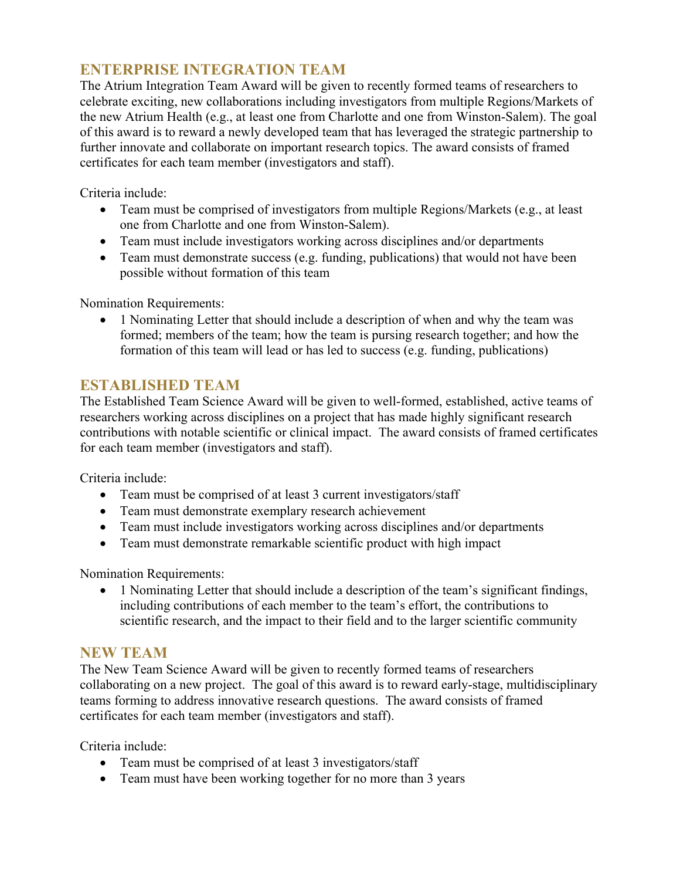## ENTERPRISE INTEGRATION TEAM

The Atrium Integration Team Award will be given to recently formed teams of researchers to celebrate exciting, new collaborations including investigators from multiple Regions/Markets of the new Atrium Health (e.g., at least one from Charlotte and one from Winston-Salem). The goal of this award is to reward a newly developed team that has leveraged the strategic partnership to further innovate and collaborate on important research topics. The award consists of framed certificates for each team member (investigators and staff).

Criteria include:

- Team must be comprised of investigators from multiple Regions/Markets (e.g., at least one from Charlotte and one from Winston-Salem).
- Team must include investigators working across disciplines and/or departments
- Team must demonstrate success (e.g. funding, publications) that would not have been possible without formation of this team

Nomination Requirements:

- 1 Nominating Letter that should include a description of when and why the team was formed; members of the team; how the team is pursing research together; and how the formation of this team will lead or has led to success (e.g. funding, publications)

## ESTABLISHED TEAM

The Established Team Science Award will be given to well-formed, established, active teams of researchers working across disciplines on a project that has made highly significant research contributions with notable scientific or clinical impact. The award consists of framed certificates for each team member (investigators and staff).

Criteria include:

- Team must be comprised of at least 3 current investigators/staff
- Team must demonstrate exemplary research achievement
- Team must include investigators working across disciplines and/or departments
- Team must demonstrate remarkable scientific product with high impact

Nomination Requirements:

- 1 Nominating Letter that should include a description of the team's significant findings, including contributions of each member to the team's effort, the contributions to scientific research, and the impact to their field and to the larger scientific community

## NEW TEAM

The New Team Science Award will be given to recently formed teams of researchers collaborating on a new project. The goal of this award is to reward early-stage, multidisciplinary teams forming to address innovative research questions. The award consists of framed certificates for each team member (investigators and staff).

Criteria include:

- Team must be comprised of at least 3 investigators/staff
- Team must have been working together for no more than 3 years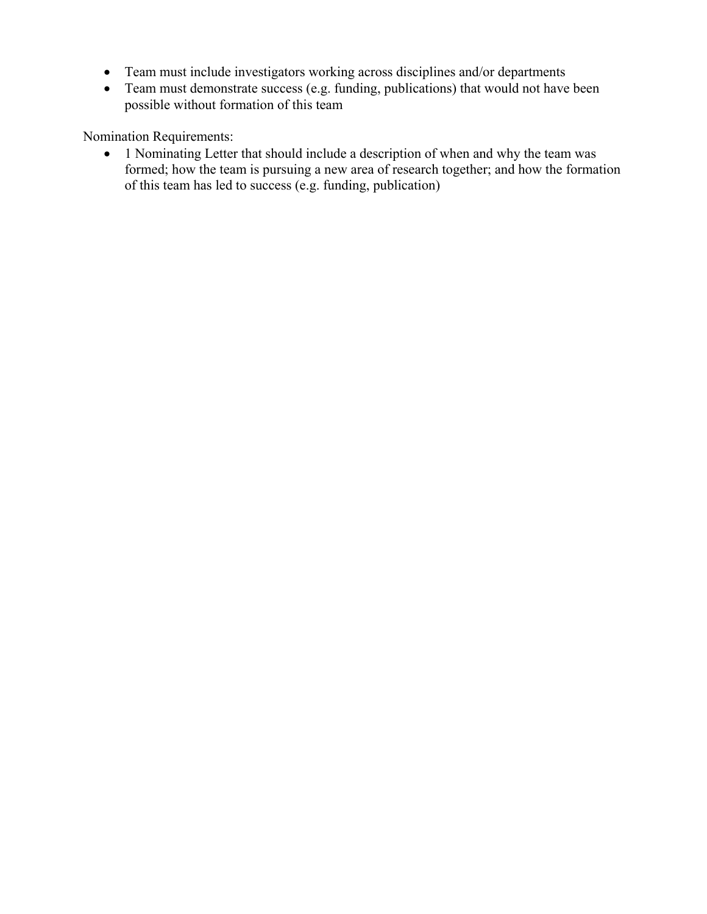- Team must include investigators working across disciplines and/or departments
- Team must demonstrate success (e.g. funding, publications) that would not have been possible without formation of this team

Nomination Requirements:

- 1 Nominating Letter that should include a description of when and why the team was formed; how the team is pursuing a new area of research together; and how the formation of this team has led to success (e.g. funding, publication)